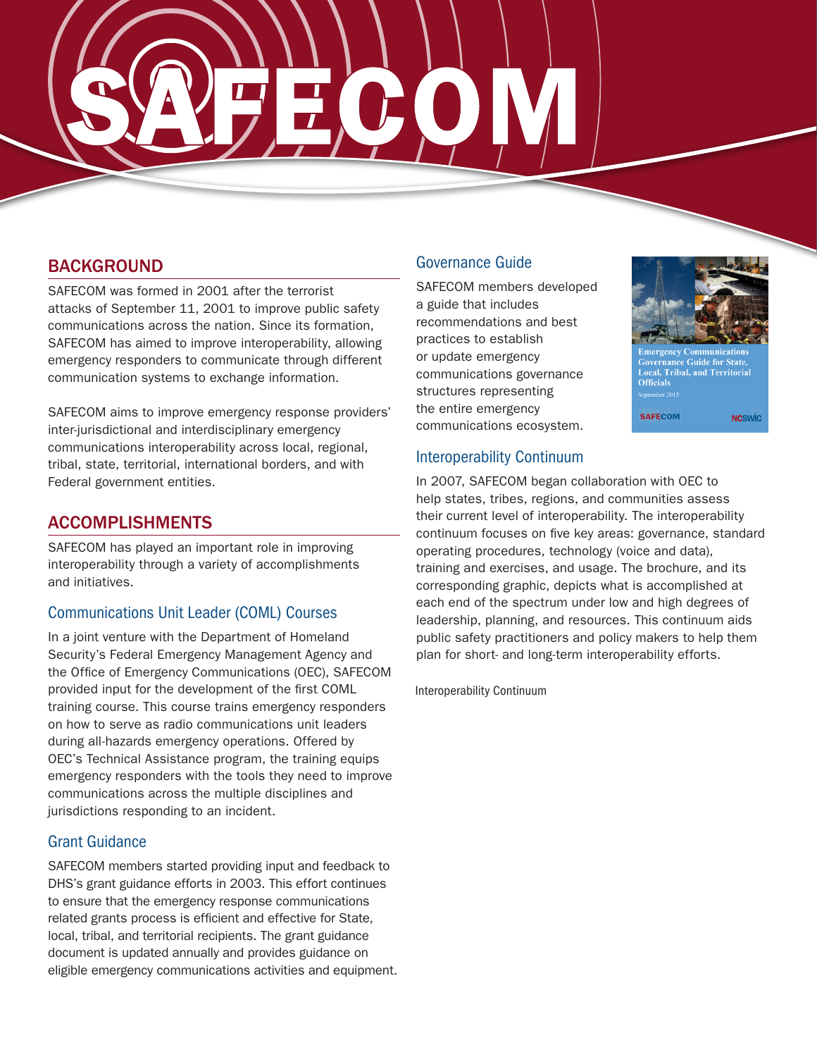# SAFECOM

## BACKGROUND

SAFECOM was formed in 2001 after the terrorist attacks of September 11, 2001 to improve public safety communications across the nation. Since its formation, SAFECOM has aimed to improve interoperability, allowing emergency responders to communicate through different communication systems to exchange information.

SAFECOM aims to improve emergency response providers' inter-jurisdictional and interdisciplinary emergency communications interoperability across local, regional, tribal, state, territorial, international borders, and with Federal government entities.

## ACCOMPLISHMENTS

SAFECOM has played an important role in improving interoperability through a variety of accomplishments and initiatives.

### Communications Unit Leader (COML) Courses

In a joint venture with the Department of Homeland Security's Federal Emergency Management Agency and the Office of Emergency Communications (OEC), SAFECOM provided input for the development of the first COML training course. This course trains emergency responders on how to serve as radio communications unit leaders during all-hazards emergency operations. Offered by OEC's Technical Assistance program, the training equips emergency responders with the tools they need to improve communications across the multiple disciplines and jurisdictions responding to an incident.

### Grant Guidance

SAFECOM members started providing input and feedback to DHS's grant guidance efforts in 2003. This effort continues to ensure that the emergency response communications related grants process is efficient and effective for State, local, tribal, and territorial recipients. The grant guidance document is updated annually and provides guidance on eligible emergency communications activities and equipment.

### Governance Guide

SAFECOM members developed a guide that includes recommendations and best practices to establish or update emergency communications governance structures representing the entire emergency communications ecosystem.

Emergency Communications Governance Guide for State, Local, Tribal, and Territorial Officials

September 2015

SAFECOM NCSWIC

### Interoperability Continuum

In 2007, SAFECOM began collaboration with OEC to help states, tribes, regions, and communities assess their current level of interoperability. The interoperability continuum focuses on five key areas: governance, standard operating procedures, technology (voice and data), training and exercises, and usage. The brochure, and its corresponding graphic, depicts what is accomplished at each end of the spectrum under low and high degrees of leadership, planning, and resources. This continuum aids public safety practitioners and policy makers to help them plan for short- and long-term interoperability efforts.

Interoperability Continuum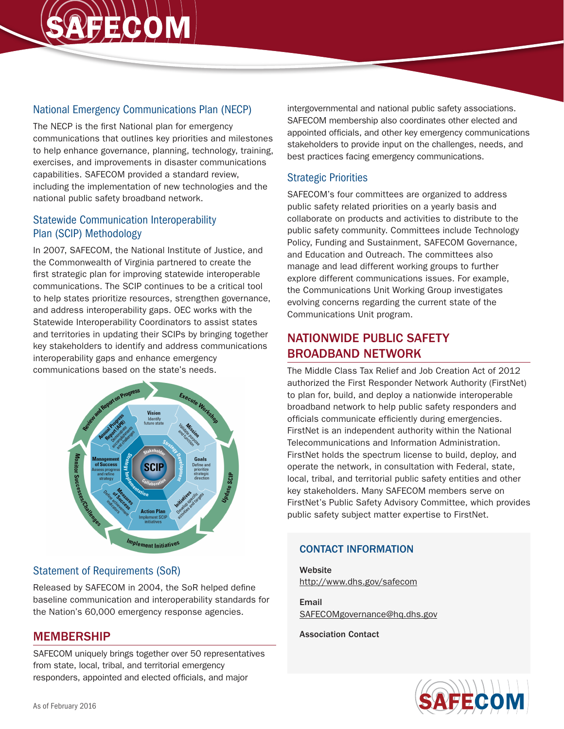## National Emergency Communications Plan (NECP)

The NECP is the first National plan for emergency communications that outlines key priorities and milestones to help enhance governance, planning, technology, training, exercises, and improvements in disaster communications capabilities. SAFECOM provided a standard review, including the implementation of new technologies and the national public safety broadband network.

## Statewide Communication Interoperability Plan (SCIP) Methodology

In 2007, SAFECOM, the National Institute of Justice, and the Commonwealth of Virginia partnered to create the first strategic plan for improving statewide interoperable communications. The SCIP continues to be a critical tool to help states prioritize resources, strengthen governance, and address interoperability gaps. OEC works with the Statewide Interoperability Coordinators to assist states and territories in updating their SCIPs by bringing together key stakeholders to identify and address communications interoperability gaps and enhance emergency communications based on the state's needs.

Review and Report on Progress
Execute Workshop
Update SCIP
Implement Initiatives
Monitor Successes/Challenges
Vision
Identify future state
Mission
Validate purpose and function
Goals
Define and prioritize strategic direction
Initiatives
Develop specific activities and targets
Action Plan
Implement SCIP initiatives
Measures of Success
Define achievement indicators
Management of Success
Assess progress and refine strategy
Annual Progress Report (APR)
Demonstrate accomplishments and challenges
Strategy Development
Strategy Implementation
Stakeholder
SCIP
Collaboration

## Statement of Requirements (SoR)

Released by SAFECOM in 2004, the SoR helped define baseline communication and interoperability standards for the Nation's 60,000 emergency response agencies.

## MEMBERSHIP

SAFECOM uniquely brings together over 50 representatives from state, local, tribal, and territorial emergency responders, appointed and elected officials, and major intergovernmental and national public safety associations. SAFECOM membership also coordinates other elected and appointed officials, and other key emergency communications stakeholders to provide input on the challenges, needs, and best practices facing emergency communications.

## Strategic Priorities

SAFECOM's four committees are organized to address public safety related priorities on a yearly basis and collaborate on products and activities to distribute to the public safety community. Committees include Technology Policy, Funding and Sustainment, SAFECOM Governance, and Education and Outreach. The committees also manage and lead different working groups to further explore different communications issues. For example, the Communications Unit Working Group investigates evolving concerns regarding the current state of the Communications Unit program.

## NATIONWIDE PUBLIC SAFETY BROADBAND NETWORK

The Middle Class Tax Relief and Job Creation Act of 2012 authorized the First Responder Network Authority (FirstNet) to plan for, build, and deploy a nationwide interoperable broadband network to help public safety responders and officials communicate efficiently during emergencies. FirstNet is an independent authority within the National Telecommunications and Information Administration. FirstNet holds the spectrum license to build, deploy, and operate the network, in consultation with Federal, state, local, tribal, and territorial public safety entities and other key stakeholders. Many SAFECOM members serve on FirstNet's Public Safety Advisory Committee, which provides public safety subject matter expertise to FirstNet.

## CONTACT INFORMATION

**Website**
http://www.dhs.gov/safecom

**Email**
SAFECOMgovernance@hq.dhs.gov

**Association Contact**

As of February 2016